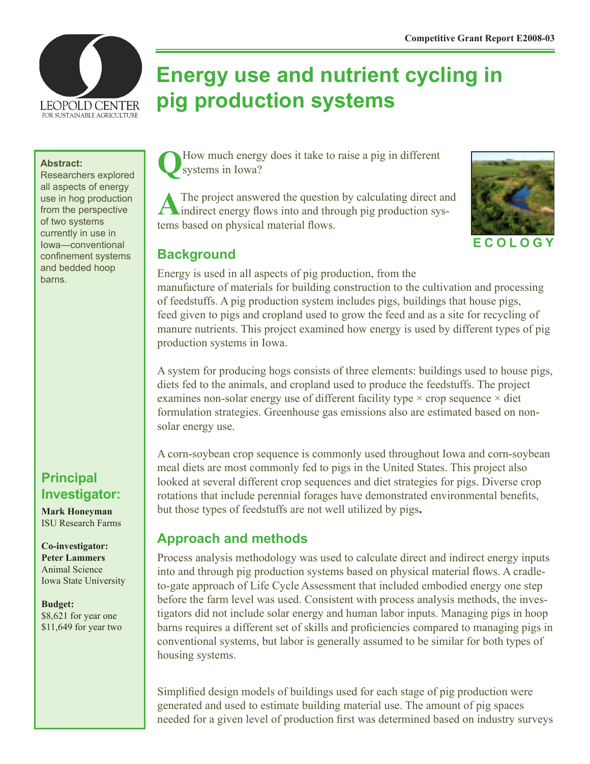Competitive Grant Report E2008-03

# Energy use and nutrient cycling in pig production systems

**Abstract:**
Researchers explored all aspects of energy use in hog production from the perspective of two systems currently in use in Iowa—conventional confinement systems and bedded hoop barns.

## Principal Investigator:

**Mark Honeyman**
ISU Research Farms

**Co-investigator:**
**Peter Lammers**
Animal Science
Iowa State University

**Budget:**
$8,621 for year one
$11,649 for year two

**Q** How much energy does it take to raise a pig in different systems in Iowa?

**A** The project answered the question by calculating direct and indirect energy flows into and through pig production systems based on physical material flows.

ECOLOGY

## Background

Energy is used in all aspects of pig production, from the manufacture of materials for building construction to the cultivation and processing of feedstuffs. A pig production system includes pigs, buildings that house pigs, feed given to pigs and cropland used to grow the feed and as a site for recycling of manure nutrients. This project examined how energy is used by different types of pig production systems in Iowa.

A system for producing hogs consists of three elements: buildings used to house pigs, diets fed to the animals, and cropland used to produce the feedstuffs. The project examines non-solar energy use of different facility type × crop sequence × diet formulation strategies. Greenhouse gas emissions also are estimated based on non-solar energy use.

A corn-soybean crop sequence is commonly used throughout Iowa and corn-soybean meal diets are most commonly fed to pigs in the United States. This project also looked at several different crop sequences and diet strategies for pigs. Diverse crop rotations that include perennial forages have demonstrated environmental benefits, but those types of feedstuffs are not well utilized by pigs**.**

## Approach and methods

Process analysis methodology was used to calculate direct and indirect energy inputs into and through pig production systems based on physical material flows. A cradle-to-gate approach of Life Cycle Assessment that included embodied energy one step before the farm level was used. Consistent with process analysis methods, the investigators did not include solar energy and human labor inputs. Managing pigs in hoop barns requires a different set of skills and proficiencies compared to managing pigs in conventional systems, but labor is generally assumed to be similar for both types of housing systems.

Simplified design models of buildings used for each stage of pig production were generated and used to estimate building material use. The amount of pig spaces needed for a given level of production first was determined based on industry surveys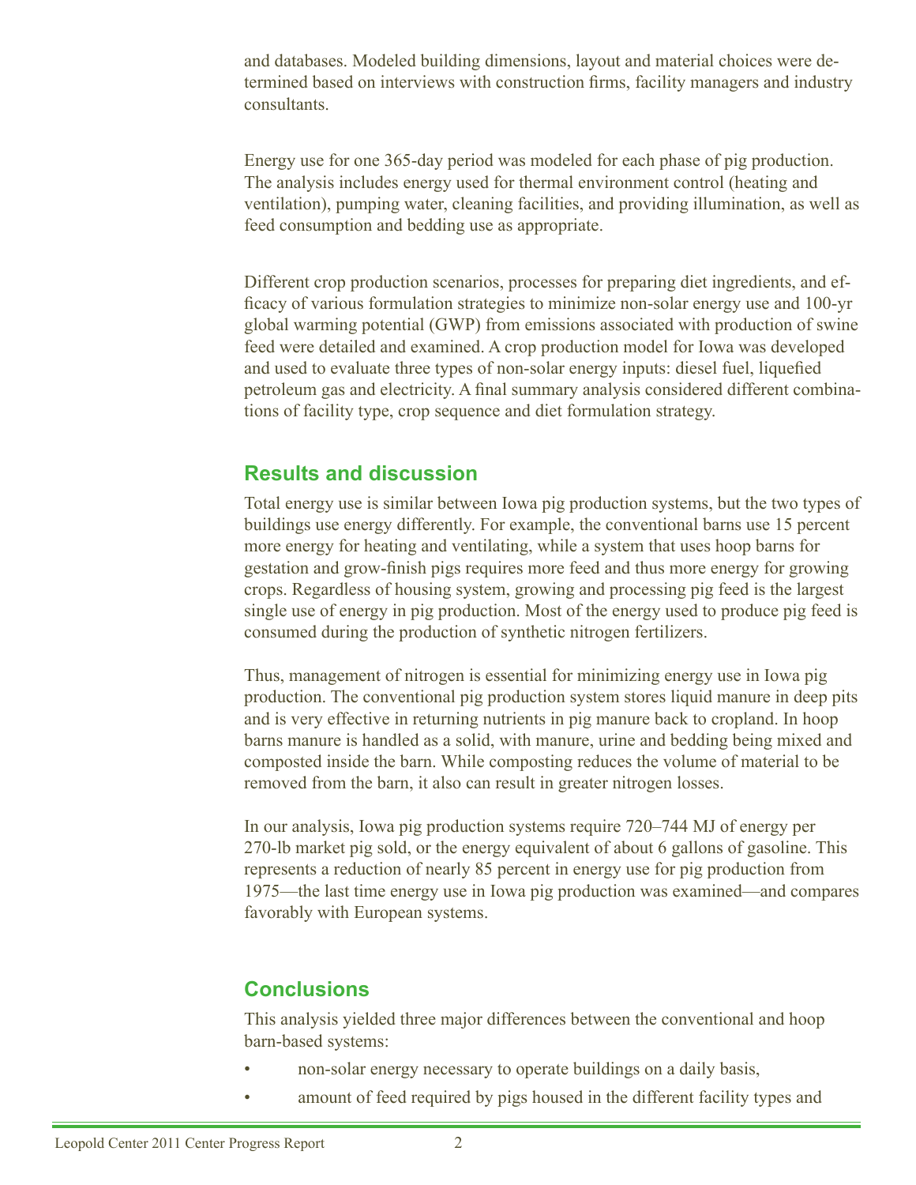and databases. Modeled building dimensions, layout and material choices were determined based on interviews with construction firms, facility managers and industry consultants.

Energy use for one 365-day period was modeled for each phase of pig production. The analysis includes energy used for thermal environment control (heating and ventilation), pumping water, cleaning facilities, and providing illumination, as well as feed consumption and bedding use as appropriate.

Different crop production scenarios, processes for preparing diet ingredients, and efficacy of various formulation strategies to minimize non-solar energy use and 100-yr global warming potential (GWP) from emissions associated with production of swine feed were detailed and examined. A crop production model for Iowa was developed and used to evaluate three types of non-solar energy inputs: diesel fuel, liquefied petroleum gas and electricity. A final summary analysis considered different combinations of facility type, crop sequence and diet formulation strategy.

## Results and discussion

Total energy use is similar between Iowa pig production systems, but the two types of buildings use energy differently. For example, the conventional barns use 15 percent more energy for heating and ventilating, while a system that uses hoop barns for gestation and grow-finish pigs requires more feed and thus more energy for growing crops. Regardless of housing system, growing and processing pig feed is the largest single use of energy in pig production. Most of the energy used to produce pig feed is consumed during the production of synthetic nitrogen fertilizers.

Thus, management of nitrogen is essential for minimizing energy use in Iowa pig production. The conventional pig production system stores liquid manure in deep pits and is very effective in returning nutrients in pig manure back to cropland. In hoop barns manure is handled as a solid, with manure, urine and bedding being mixed and composted inside the barn. While composting reduces the volume of material to be removed from the barn, it also can result in greater nitrogen losses.

In our analysis, Iowa pig production systems require 720–744 MJ of energy per 270-lb market pig sold, or the energy equivalent of about 6 gallons of gasoline. This represents a reduction of nearly 85 percent in energy use for pig production from 1975—the last time energy use in Iowa pig production was examined—and compares favorably with European systems.

## Conclusions

This analysis yielded three major differences between the conventional and hoop barn-based systems:

- non-solar energy necessary to operate buildings on a daily basis,
- amount of feed required by pigs housed in the different facility types and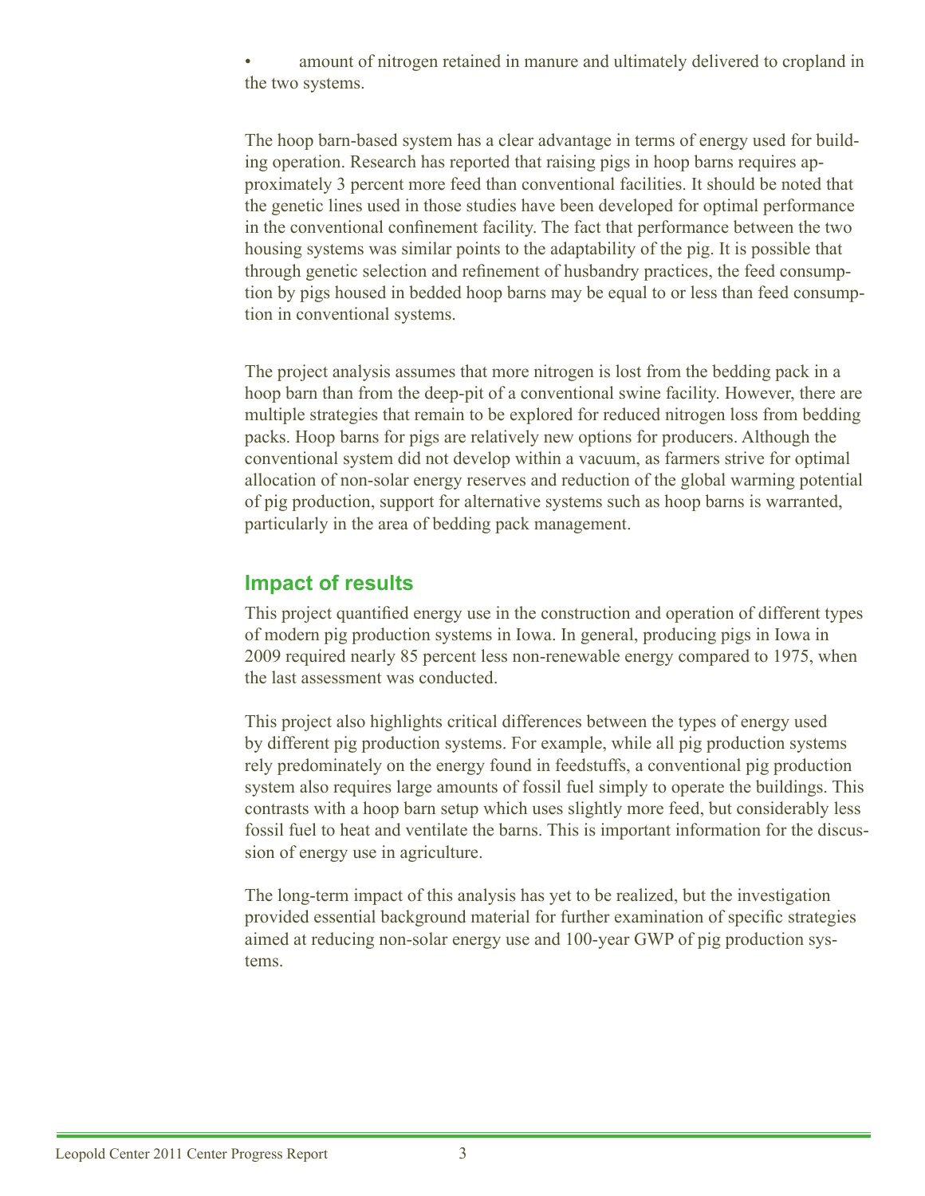- amount of nitrogen retained in manure and ultimately delivered to cropland in the two systems.

The hoop barn-based system has a clear advantage in terms of energy used for building operation. Research has reported that raising pigs in hoop barns requires approximately 3 percent more feed than conventional facilities. It should be noted that the genetic lines used in those studies have been developed for optimal performance in the conventional confinement facility. The fact that performance between the two housing systems was similar points to the adaptability of the pig. It is possible that through genetic selection and refinement of husbandry practices, the feed consumption by pigs housed in bedded hoop barns may be equal to or less than feed consumption in conventional systems.

The project analysis assumes that more nitrogen is lost from the bedding pack in a hoop barn than from the deep-pit of a conventional swine facility. However, there are multiple strategies that remain to be explored for reduced nitrogen loss from bedding packs. Hoop barns for pigs are relatively new options for producers. Although the conventional system did not develop within a vacuum, as farmers strive for optimal allocation of non-solar energy reserves and reduction of the global warming potential of pig production, support for alternative systems such as hoop barns is warranted, particularly in the area of bedding pack management.

## Impact of results

This project quantified energy use in the construction and operation of different types of modern pig production systems in Iowa. In general, producing pigs in Iowa in 2009 required nearly 85 percent less non-renewable energy compared to 1975, when the last assessment was conducted.

This project also highlights critical differences between the types of energy used by different pig production systems. For example, while all pig production systems rely predominately on the energy found in feedstuffs, a conventional pig production system also requires large amounts of fossil fuel simply to operate the buildings. This contrasts with a hoop barn setup which uses slightly more feed, but considerably less fossil fuel to heat and ventilate the barns. This is important information for the discussion of energy use in agriculture.

The long-term impact of this analysis has yet to be realized, but the investigation provided essential background material for further examination of specific strategies aimed at reducing non-solar energy use and 100-year GWP of pig production systems.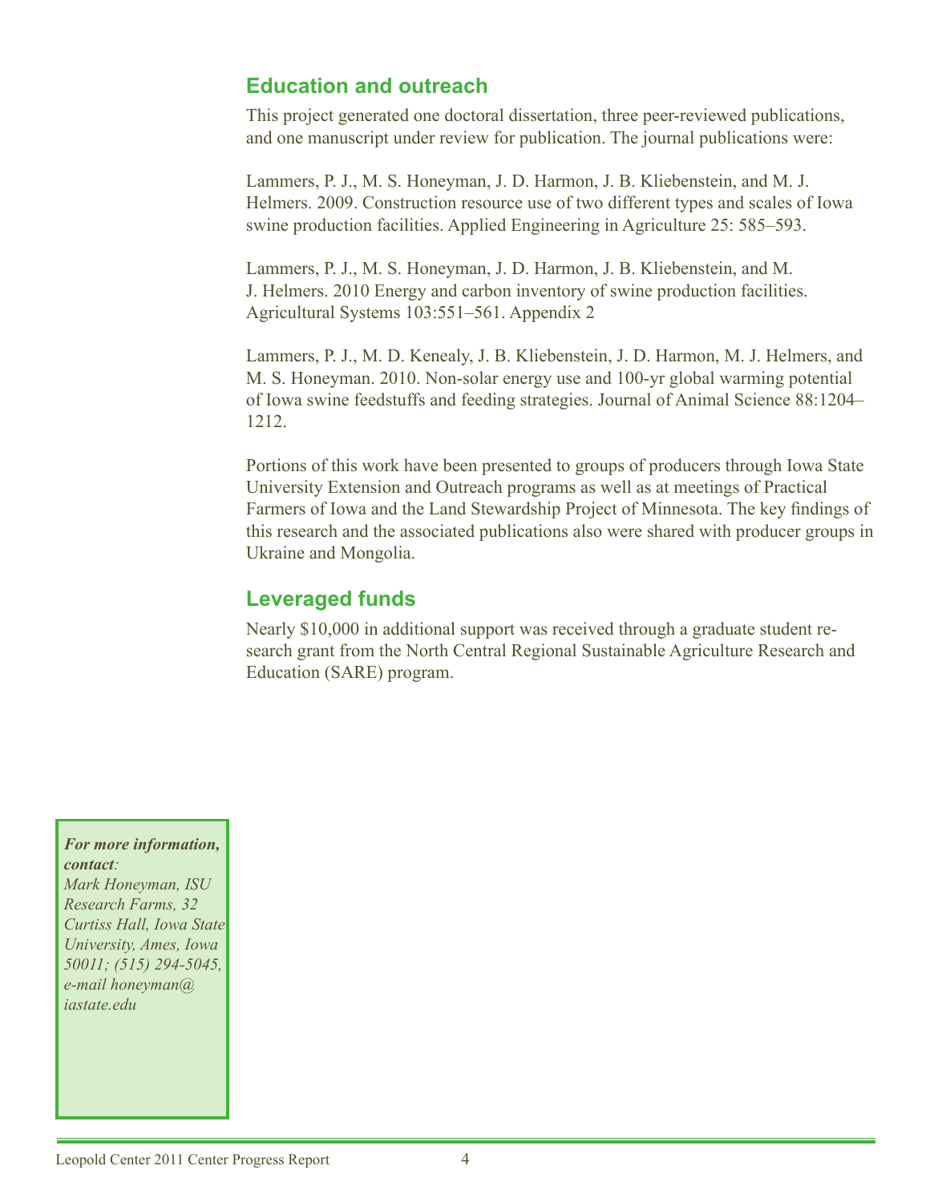## Education and outreach

This project generated one doctoral dissertation, three peer-reviewed publications, and one manuscript under review for publication. The journal publications were:

Lammers, P. J., M. S. Honeyman, J. D. Harmon, J. B. Kliebenstein, and M. J. Helmers. 2009. Construction resource use of two different types and scales of Iowa swine production facilities. Applied Engineering in Agriculture 25: 585–593.

Lammers, P. J., M. S. Honeyman, J. D. Harmon, J. B. Kliebenstein, and M. J. Helmers. 2010 Energy and carbon inventory of swine production facilities. Agricultural Systems 103:551–561. Appendix 2

Lammers, P. J., M. D. Kenealy, J. B. Kliebenstein, J. D. Harmon, M. J. Helmers, and M. S. Honeyman. 2010. Non-solar energy use and 100-yr global warming potential of Iowa swine feedstuffs and feeding strategies. Journal of Animal Science 88:1204–1212.

Portions of this work have been presented to groups of producers through Iowa State University Extension and Outreach programs as well as at meetings of Practical Farmers of Iowa and the Land Stewardship Project of Minnesota. The key findings of this research and the associated publications also were shared with producer groups in Ukraine and Mongolia.

## Leveraged funds

Nearly $10,000 in additional support was received through a graduate student research grant from the North Central Regional Sustainable Agriculture Research and Education (SARE) program.

***For more information, contact:***
*Mark Honeyman, ISU Research Farms, 32 Curtiss Hall, Iowa State University, Ames, Iowa 50011; (515) 294-5045, e-mail honeyman@iastate.edu*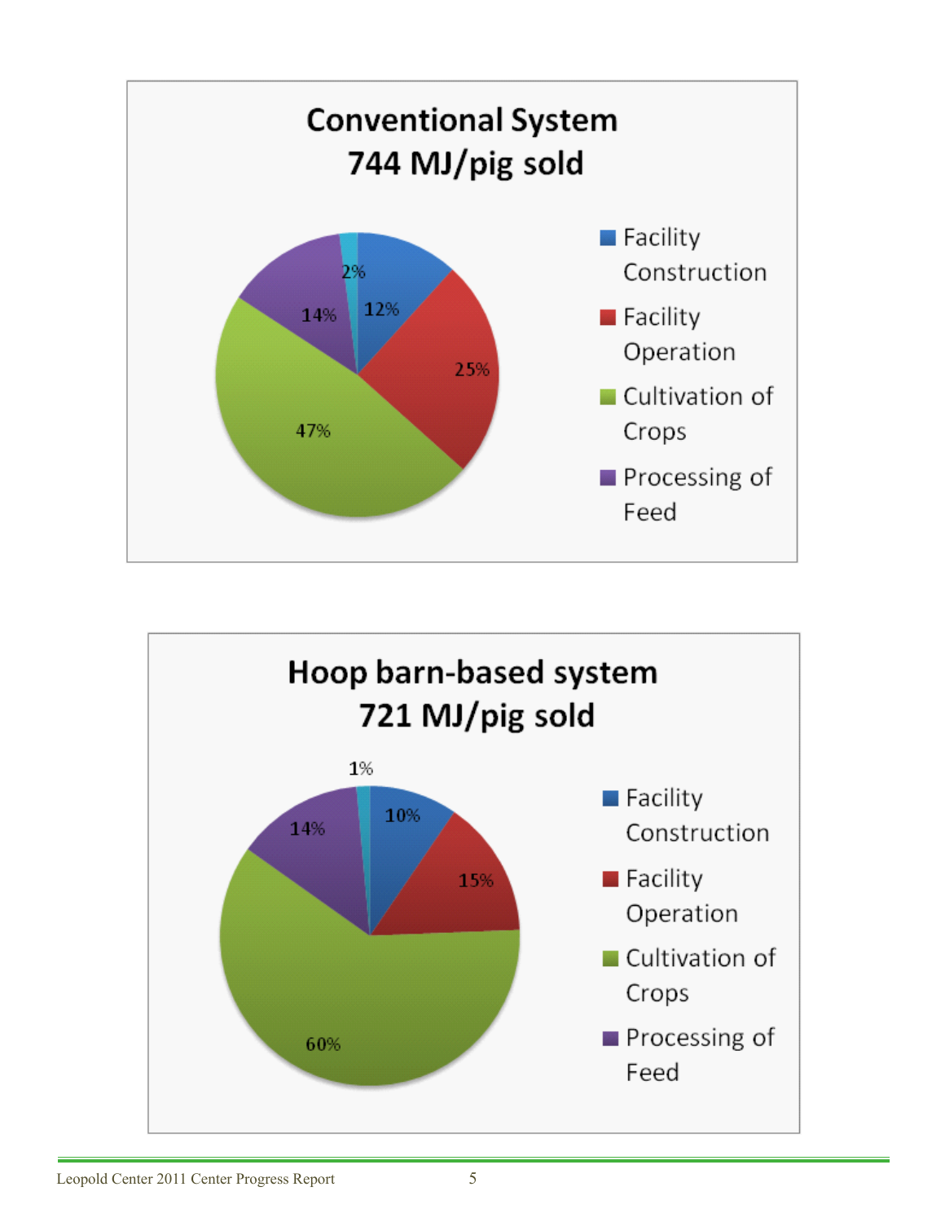Conventional System
744 MJ/pig sold

2%
12%
14%
25%
47%

Facility Construction
Facility Operation
Cultivation of Crops
Processing of Feed

Hoop barn-based system
721 MJ/pig sold

1%
10%
14%
15%
60%

Facility Construction
Facility Operation
Cultivation of Crops
Processing of Feed